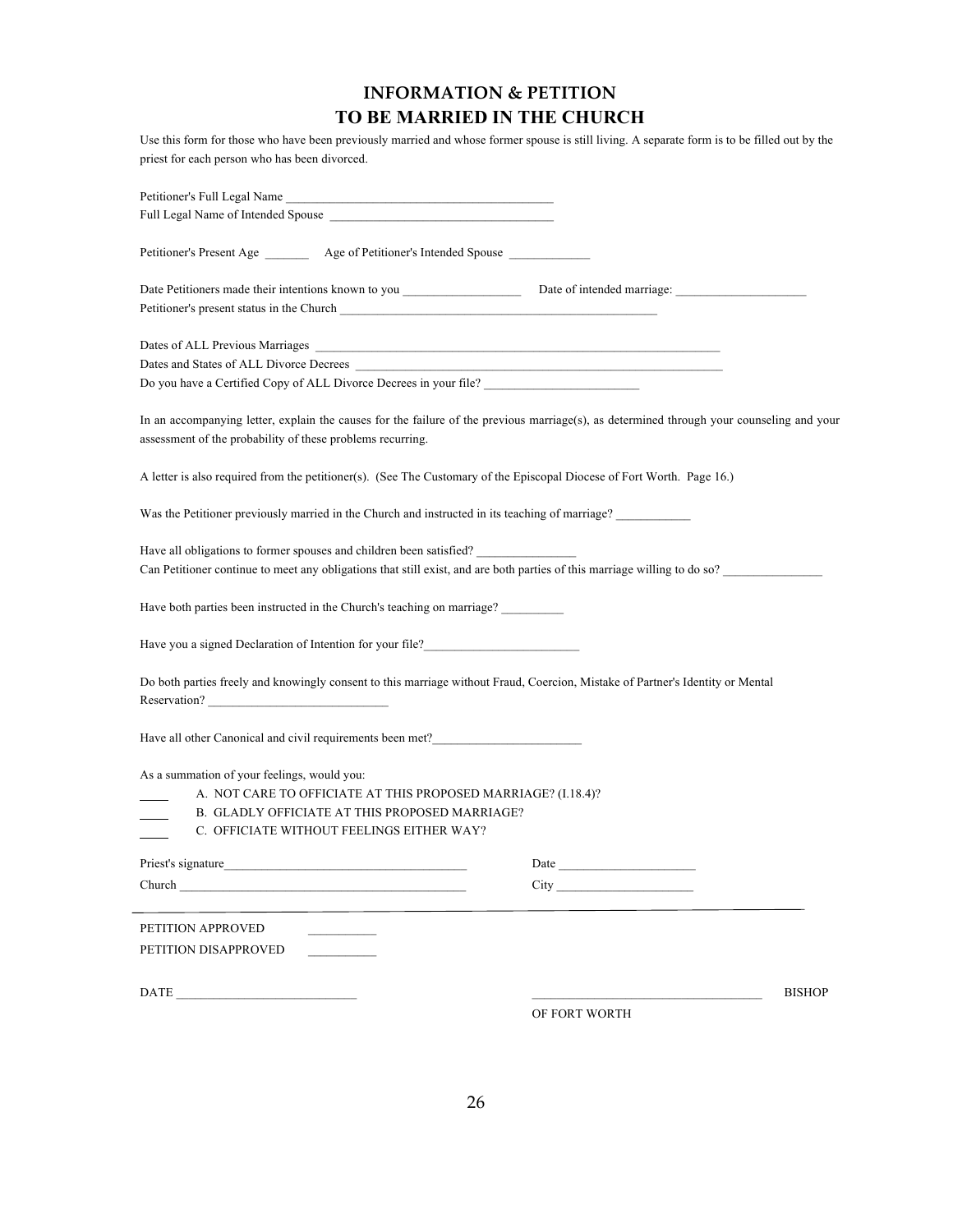# INFORMATION & PETITION
# TO BE MARRIED IN THE CHURCH

Use this form for those who have been previously married and whose former spouse is still living. A separate form is to be filled out by the priest for each person who has been divorced.

Petitioner's Full Legal Name ___________________________________________

Full Legal Name of Intended Spouse ____________________________________

Petitioner's Present Age _______ Age of Petitioner's Intended Spouse _____________

Date Petitioners made their intentions known to you ___________________ Date of intended marriage: _____________________

Petitioner's present status in the Church ____________________________________________________

Dates of ALL Previous Marriages _________________________________________________________________

Dates and States of ALL Divorce Decrees ___________________________________________________________

Do you have a Certified Copy of ALL Divorce Decrees in your file? _________________________

In an accompanying letter, explain the causes for the failure of the previous marriage(s), as determined through your counseling and your assessment of the probability of these problems recurring.

A letter is also required from the petitioner(s). (See The Customary of the Episcopal Diocese of Fort Worth. Page 16.)

Was the Petitioner previously married in the Church and instructed in its teaching of marriage? ____________

Have all obligations to former spouses and children been satisfied? ________________

Can Petitioner continue to meet any obligations that still exist, and are both parties of this marriage willing to do so? ________________

Have both parties been instructed in the Church's teaching on marriage? __________

Have you a signed Declaration of Intention for your file?_________________________

Do both parties freely and knowingly consent to this marriage without Fraud, Coercion, Mistake of Partner's Identity or Mental Reservation? _____________________________

Have all other Canonical and civil requirements been met?________________________

As a summation of your feelings, would you:

____ A. NOT CARE TO OFFICIATE AT THIS PROPOSED MARRIAGE? (I.18.4)?

____ B. GLADLY OFFICIATE AT THIS PROPOSED MARRIAGE?

____ C. OFFICIATE WITHOUT FEELINGS EITHER WAY?

Priest's signature_______________________________________ Date ______________________

Church _______________________________________________ City ______________________

---

PETITION APPROVED ___________

PETITION DISAPPROVED ___________

DATE _____________________________ ____________________________________ BISHOP OF FORT WORTH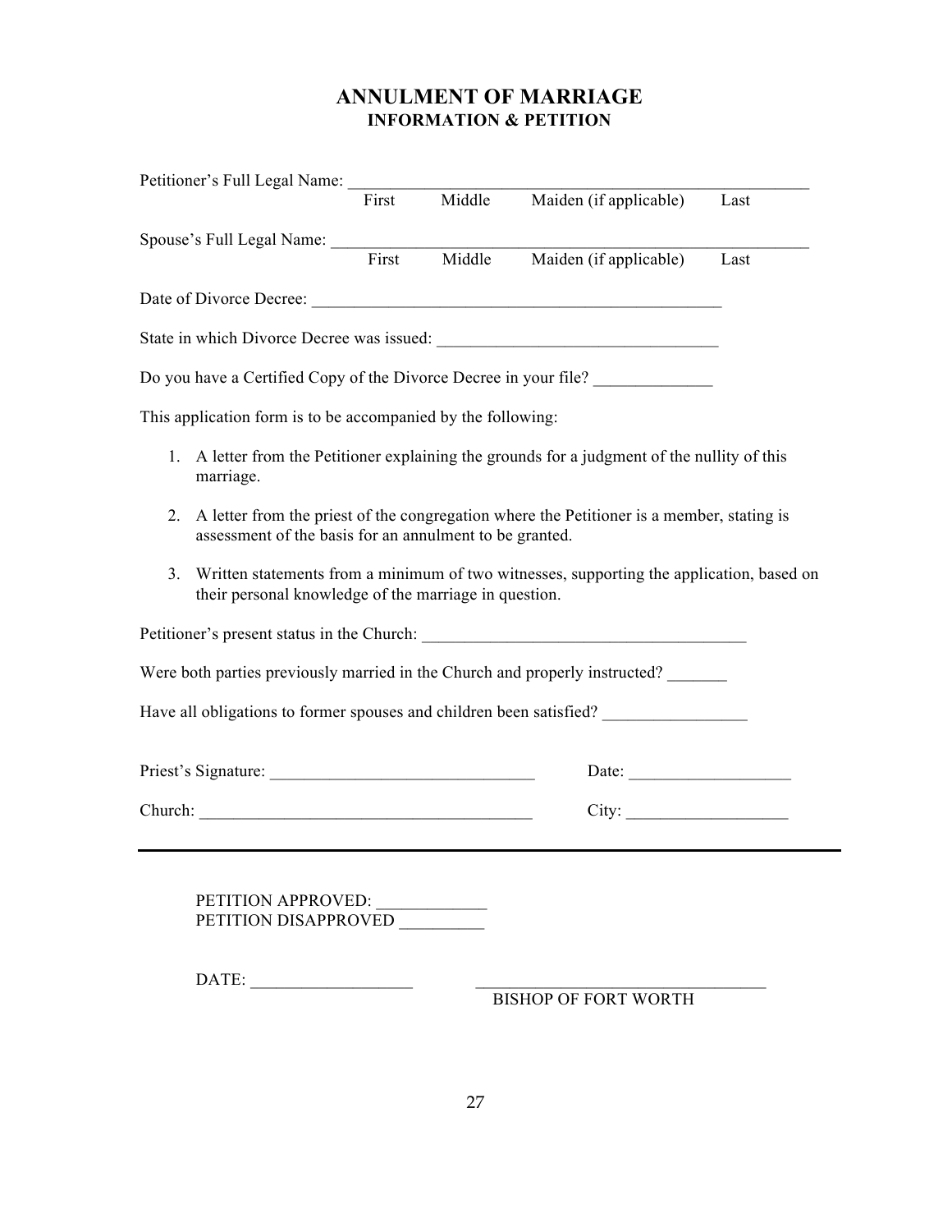# ANNULMENT OF MARRIAGE

## INFORMATION & PETITION

Petitioner's Full Legal Name: ______________________________________________________
First Middle Maiden (if applicable) Last

Spouse's Full Legal Name: ______________________________________________________
First Middle Maiden (if applicable) Last

Date of Divorce Decree: ____________________________________________

State in which Divorce Decree was issued: ______________________________

Do you have a Certified Copy of the Divorce Decree in your file? _____________

This application form is to be accompanied by the following:

1. A letter from the Petitioner explaining the grounds for a judgment of the nullity of this marriage.
2. A letter from the priest of the congregation where the Petitioner is a member, stating is assessment of the basis for an annulment to be granted.
3. Written statements from a minimum of two witnesses, supporting the application, based on their personal knowledge of the marriage in question.

Petitioner's present status in the Church: __________________________________

Were both parties previously married in the Church and properly instructed? _______

Have all obligations to former spouses and children been satisfied? ________________

Priest's Signature: ______________________________ Date: __________________

Church: _____________________________________ City: __________________

---

PETITION APPROVED: ____________
PETITION DISAPPROVED __________

DATE: __________________ _________________________________
BISHOP OF FORT WORTH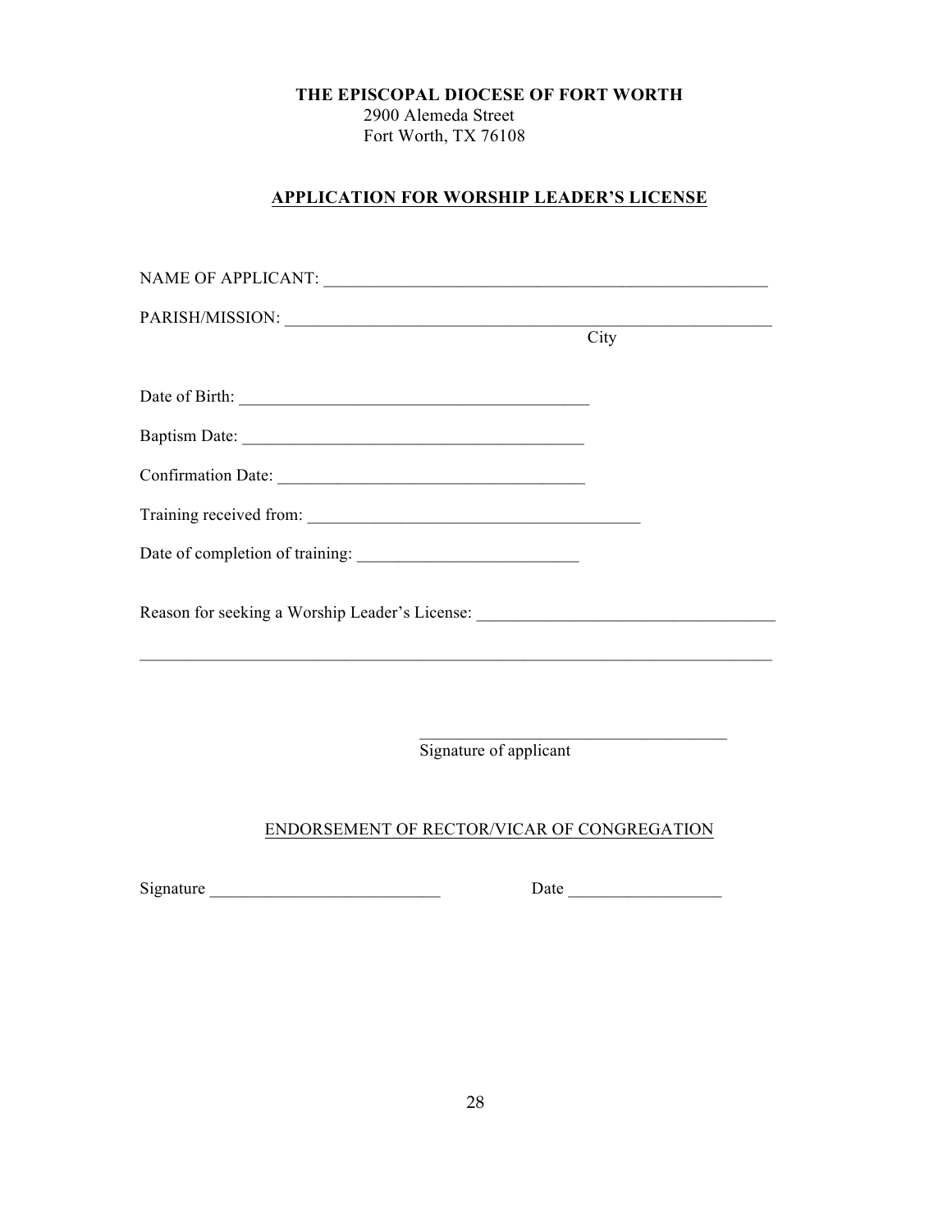**THE EPISCOPAL DIOCESE OF FORT WORTH**
2900 Alemeda Street
Fort Worth, TX 76108

## APPLICATION FOR WORSHIP LEADER'S LICENSE

NAME OF APPLICANT: ______________________________________________________

PARISH/MISSION: __________________________________________________________
City

Date of Birth: __________________________________________

Baptism Date: ________________________________________

Confirmation Date: ____________________________________

Training received from: ________________________________________

Date of completion of training: __________________________

Reason for seeking a Worship Leader's License: ___________________________________

_____________________________________________________________________________

____________________________________
Signature of applicant

ENDORSEMENT OF RECTOR/VICAR OF CONGREGATION

Signature ___________________________ Date __________________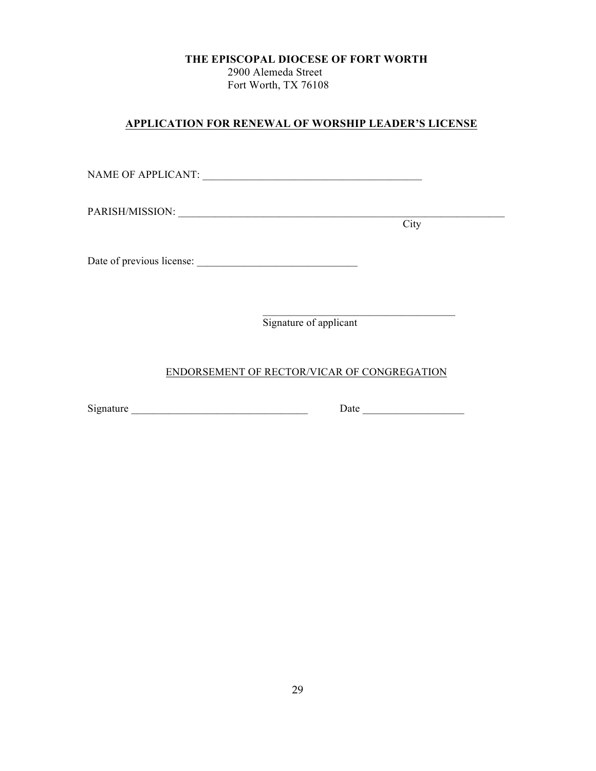**THE EPISCOPAL DIOCESE OF FORT WORTH**
2900 Alemeda Street
Fort Worth, TX 76108

## APPLICATION FOR RENEWAL OF WORSHIP LEADER'S LICENSE

NAME OF APPLICANT: ___________________________________________

PARISH/MISSION: _________________________________________________________________
City

Date of previous license: _______________________________

_____________________________________
Signature of applicant

ENDORSEMENT OF RECTOR/VICAR OF CONGREGATION

Signature __________________________________ Date ____________________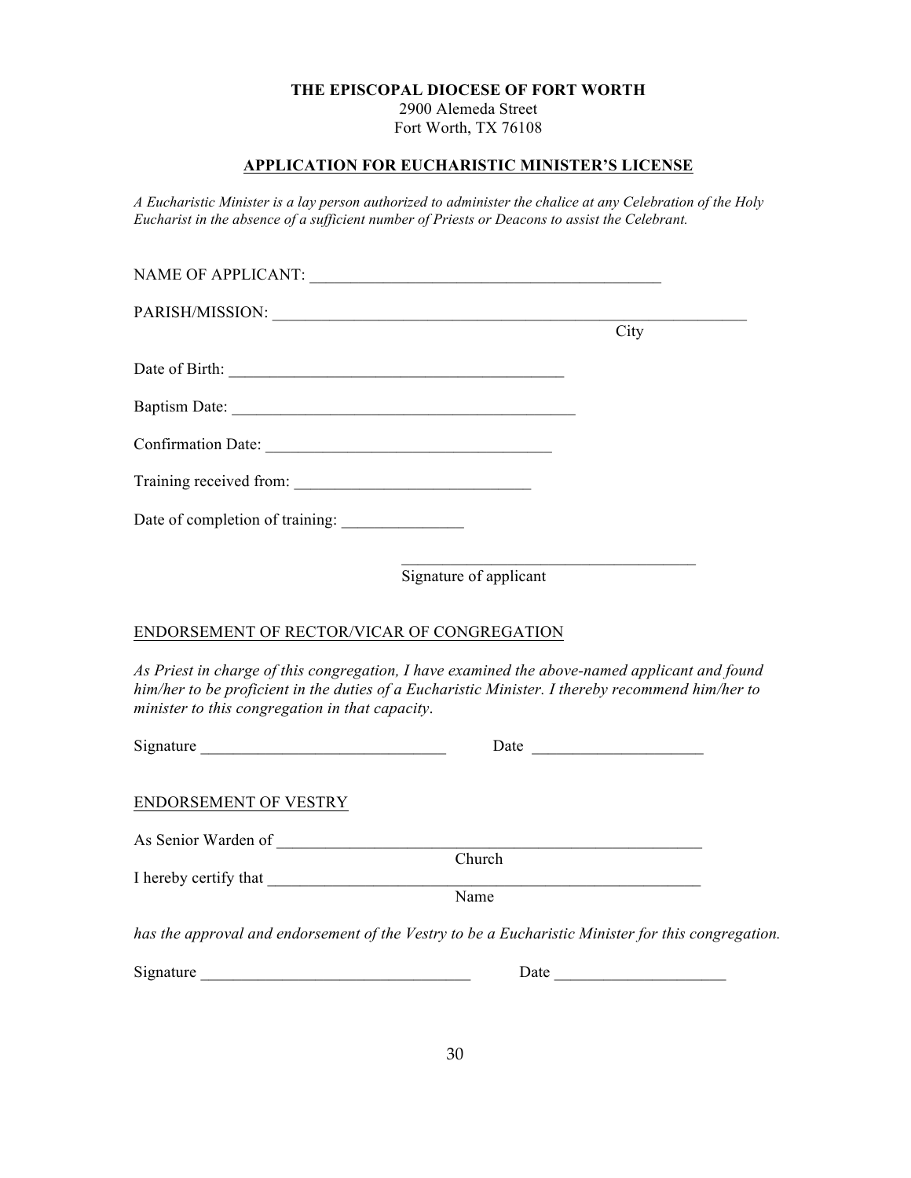**THE EPISCOPAL DIOCESE OF FORT WORTH**
2900 Alemeda Street
Fort Worth, TX 76108

## APPLICATION FOR EUCHARISTIC MINISTER'S LICENSE

*A Eucharistic Minister is a lay person authorized to administer the chalice at any Celebration of the Holy Eucharist in the absence of a sufficient number of Priests or Deacons to assist the Celebrant.*

NAME OF APPLICANT: ___________________________________________

PARISH/MISSION: _________________________________________________________
City

Date of Birth: _________________________________________

Baptism Date: __________________________________________

Confirmation Date: __________________________________

Training received from: ____________________________

Date of completion of training: _______________

____________________________________
Signature of applicant

ENDORSEMENT OF RECTOR/VICAR OF CONGREGATION

*As Priest in charge of this congregation, I have examined the above-named applicant and found him/her to be proficient in the duties of a Eucharistic Minister. I thereby recommend him/her to minister to this congregation in that capacity*.

Signature ______________________________ Date ____________________

ENDORSEMENT OF VESTRY

As Senior Warden of ____________________________________________________
Church

I hereby certify that ____________________________________________________
Name

*has the approval and endorsement of the Vestry to be a Eucharistic Minister for this congregation.*

Signature _________________________________ Date ____________________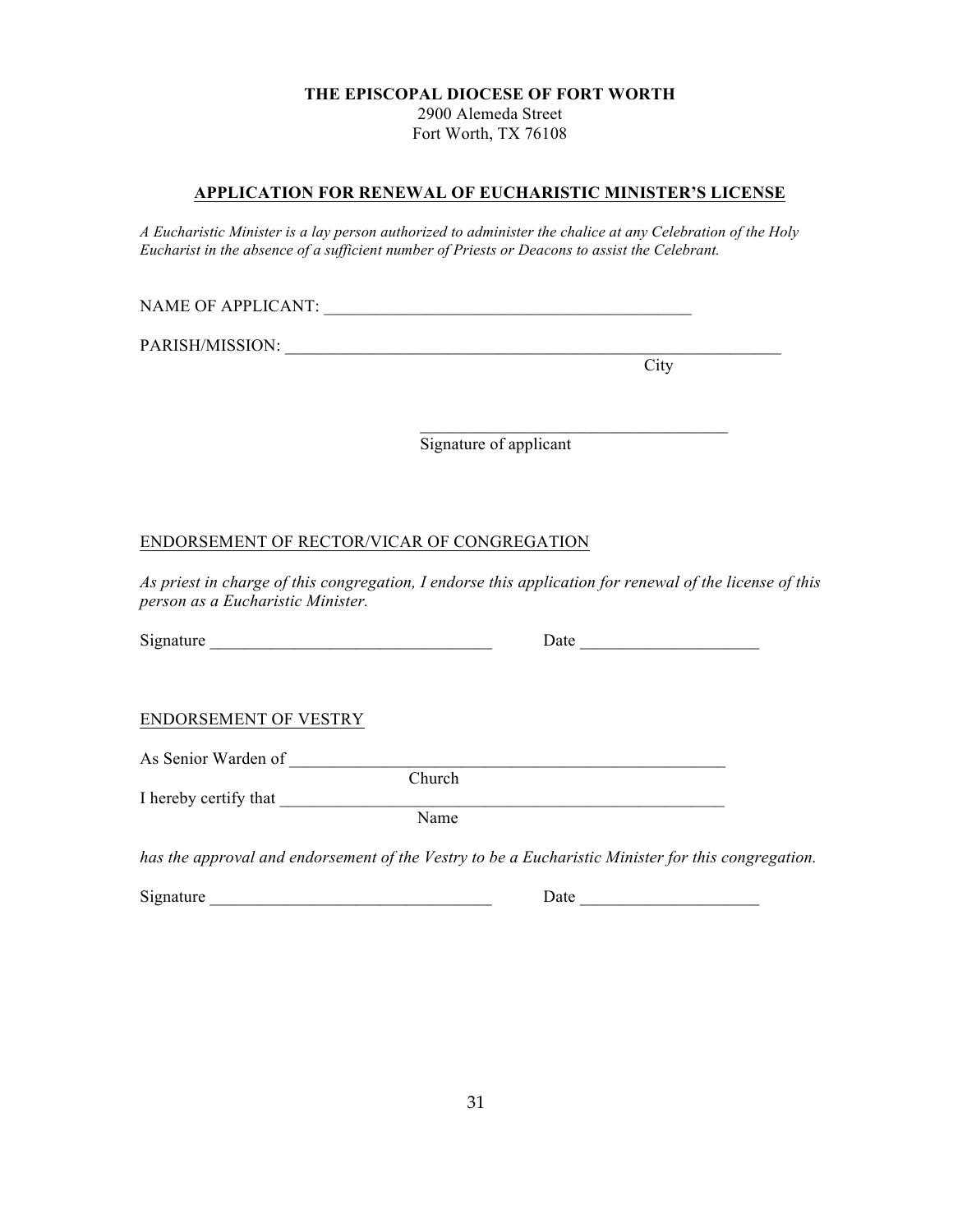**THE EPISCOPAL DIOCESE OF FORT WORTH**
2900 Alemeda Street
Fort Worth, TX 76108

## APPLICATION FOR RENEWAL OF EUCHARISTIC MINISTER'S LICENSE

*A Eucharistic Minister is a lay person authorized to administer the chalice at any Celebration of the Holy Eucharist in the absence of a sufficient number of Priests or Deacons to assist the Celebrant.*

NAME OF APPLICANT: _____________________________________________

PARISH/MISSION: _____________________________________________________________
City

_____________________________________
Signature of applicant

ENDORSEMENT OF RECTOR/VICAR OF CONGREGATION

*As priest in charge of this congregation, I endorse this application for renewal of the license of this person as a Eucharistic Minister.*

Signature _________________________________ Date _____________________

ENDORSEMENT OF VESTRY

As Senior Warden of _____________________________________________________
Church

I hereby certify that ______________________________________________________
Name

*has the approval and endorsement of the Vestry to be a Eucharistic Minister for this congregation.*

Signature _________________________________ Date _____________________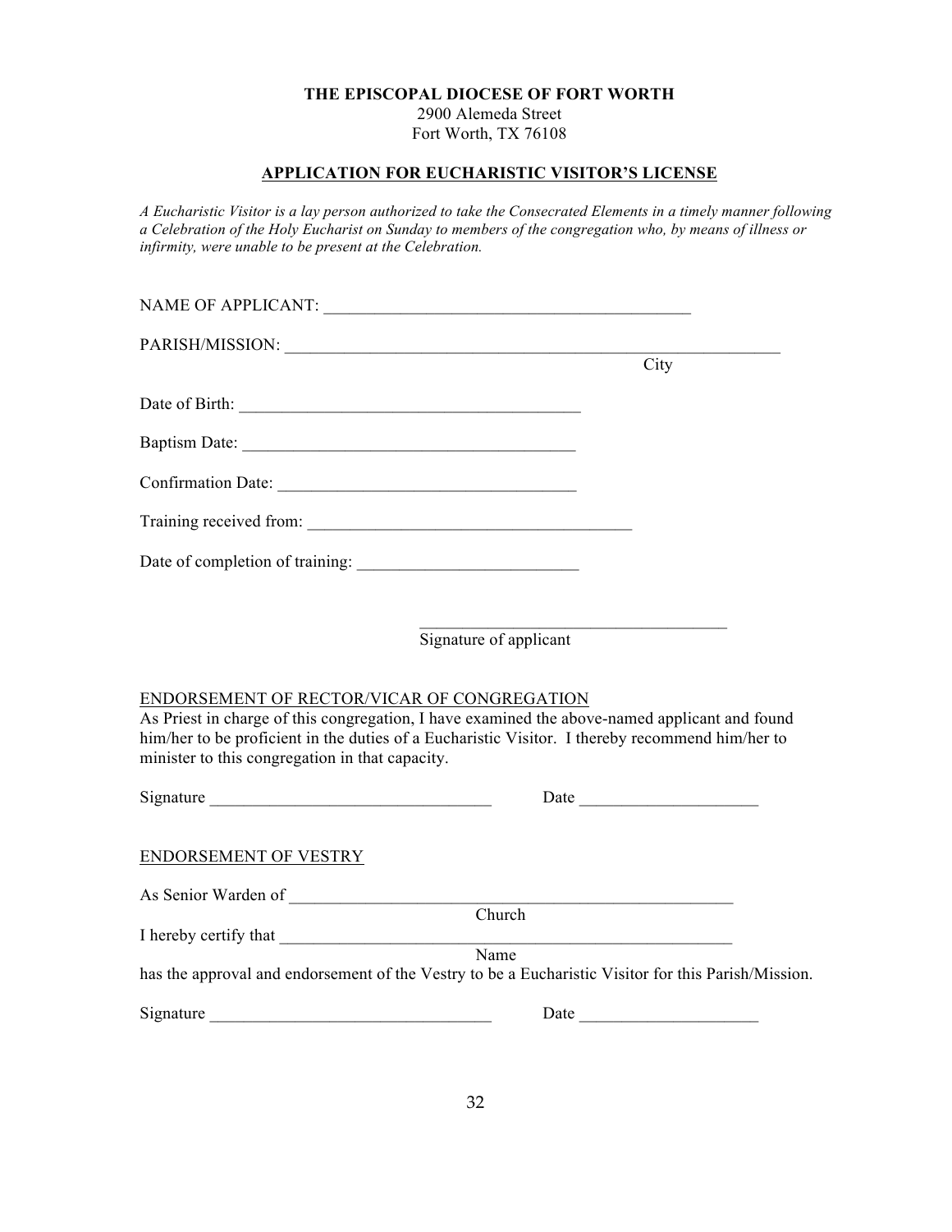**THE EPISCOPAL DIOCESE OF FORT WORTH**
2900 Alemeda Street
Fort Worth, TX 76108

**APPLICATION FOR EUCHARISTIC VISITOR'S LICENSE**

*A Eucharistic Visitor is a lay person authorized to take the Consecrated Elements in a timely manner following a Celebration of the Holy Eucharist on Sunday to members of the congregation who, by means of illness or infirmity, were unable to be present at the Celebration.*

NAME OF APPLICANT: ____________________________________________

PARISH/MISSION: ____________________________________________________________
City

Date of Birth: _________________________________________

Baptism Date: ________________________________________

Confirmation Date: ___________________________________

Training received from: _______________________________________

Date of completion of training: __________________________

_____________________________________
Signature of applicant

ENDORSEMENT OF RECTOR/VICAR OF CONGREGATION

As Priest in charge of this congregation, I have examined the above-named applicant and found him/her to be proficient in the duties of a Eucharistic Visitor. I thereby recommend him/her to minister to this congregation in that capacity.

Signature _________________________________ Date _____________________

ENDORSEMENT OF VESTRY

As Senior Warden of ______________________________________________________
Church

I hereby certify that ________________________________________________________
Name

has the approval and endorsement of the Vestry to be a Eucharistic Visitor for this Parish/Mission.

Signature _________________________________ Date _____________________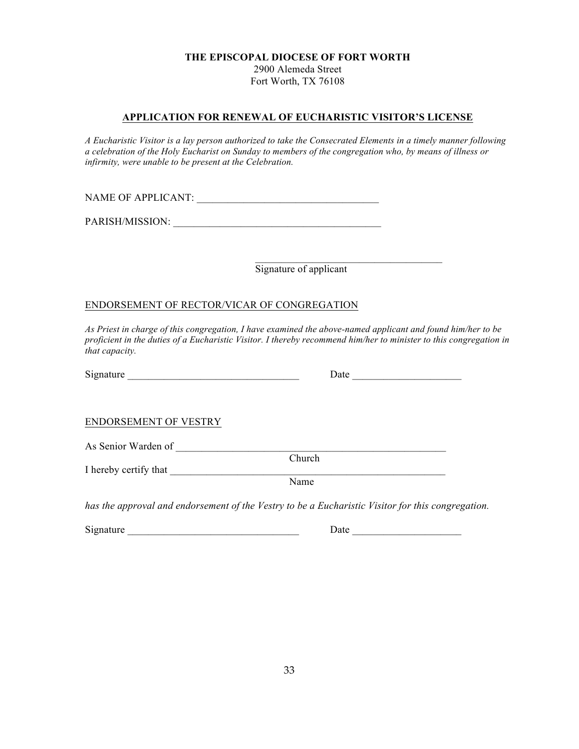**THE EPISCOPAL DIOCESE OF FORT WORTH**
2900 Alemeda Street
Fort Worth, TX 76108

**APPLICATION FOR RENEWAL OF EUCHARISTIC VISITOR'S LICENSE**

*A Eucharistic Visitor is a lay person authorized to take the Consecrated Elements in a timely manner following a celebration of the Holy Eucharist on Sunday to members of the congregation who, by means of illness or infirmity, were unable to be present at the Celebration.*

NAME OF APPLICANT: ___________________________________

PARISH/MISSION: ________________________________________

_____________________________________
Signature of applicant

ENDORSEMENT OF RECTOR/VICAR OF CONGREGATION

*As Priest in charge of this congregation, I have examined the above-named applicant and found him/her to be proficient in the duties of a Eucharistic Visitor. I thereby recommend him/her to minister to this congregation in that capacity.*

Signature _________________________________ Date _____________________

ENDORSEMENT OF VESTRY

As Senior Warden of ______________________________________________________
Church

I hereby certify that _______________________________________________________
Name

*has the approval and endorsement of the Vestry to be a Eucharistic Visitor for this congregation.*

Signature _________________________________ Date _____________________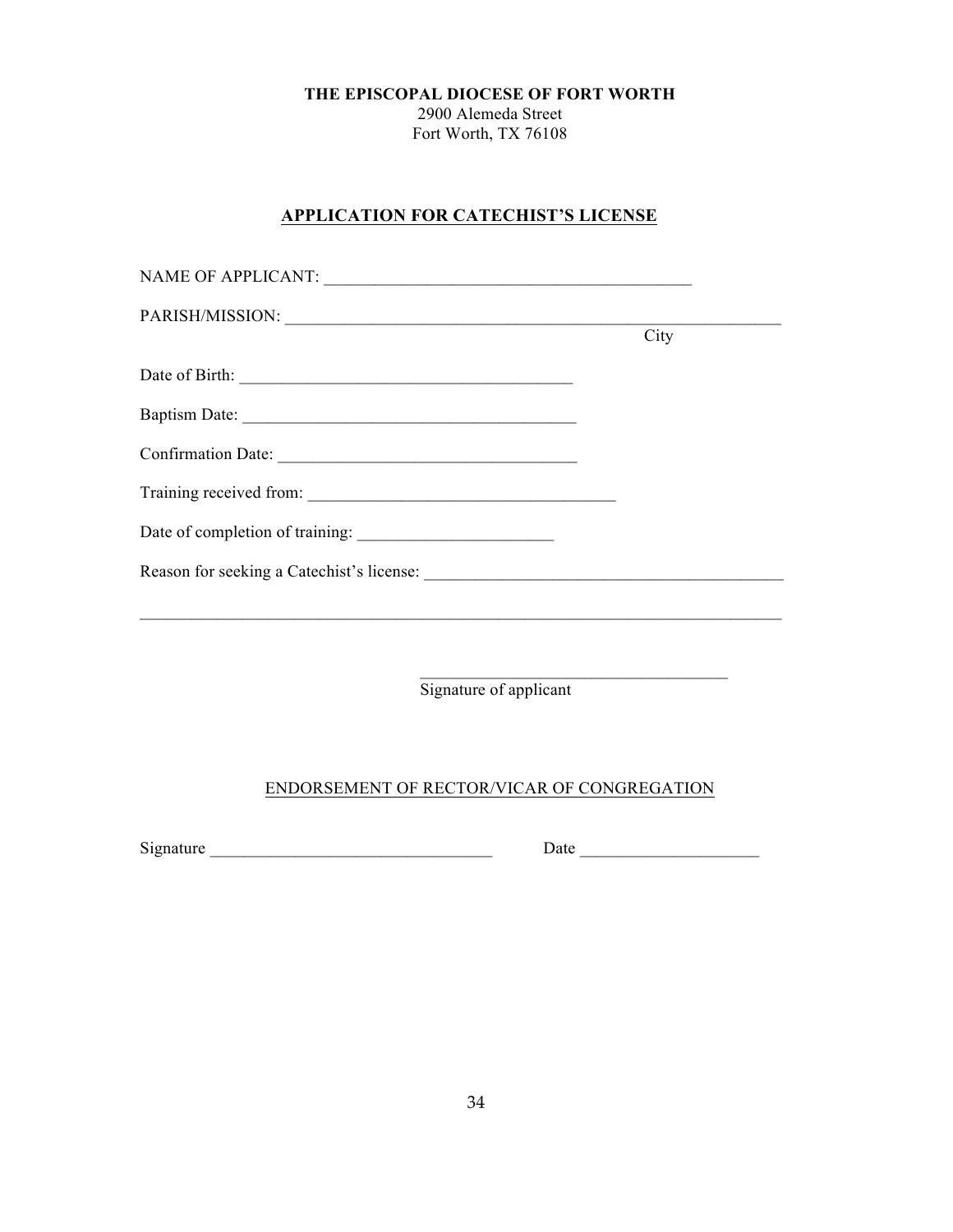**THE EPISCOPAL DIOCESE OF FORT WORTH**
2900 Alemeda Street
Fort Worth, TX 76108

**APPLICATION FOR CATECHIST'S LICENSE**

NAME OF APPLICANT: ____________________________________________

PARISH/MISSION: ___________________________________________________________
City

Date of Birth: _______________________________________

Baptism Date: _______________________________________

Confirmation Date: ___________________________________

Training received from: ____________________________________

Date of completion of training: ______________________

Reason for seeking a Catechist's license: __________________________________________

_____________________________________________________________________________

_____________________________________
Signature of applicant

ENDORSEMENT OF RECTOR/VICAR OF CONGREGATION

Signature ________________________________     Date ____________________